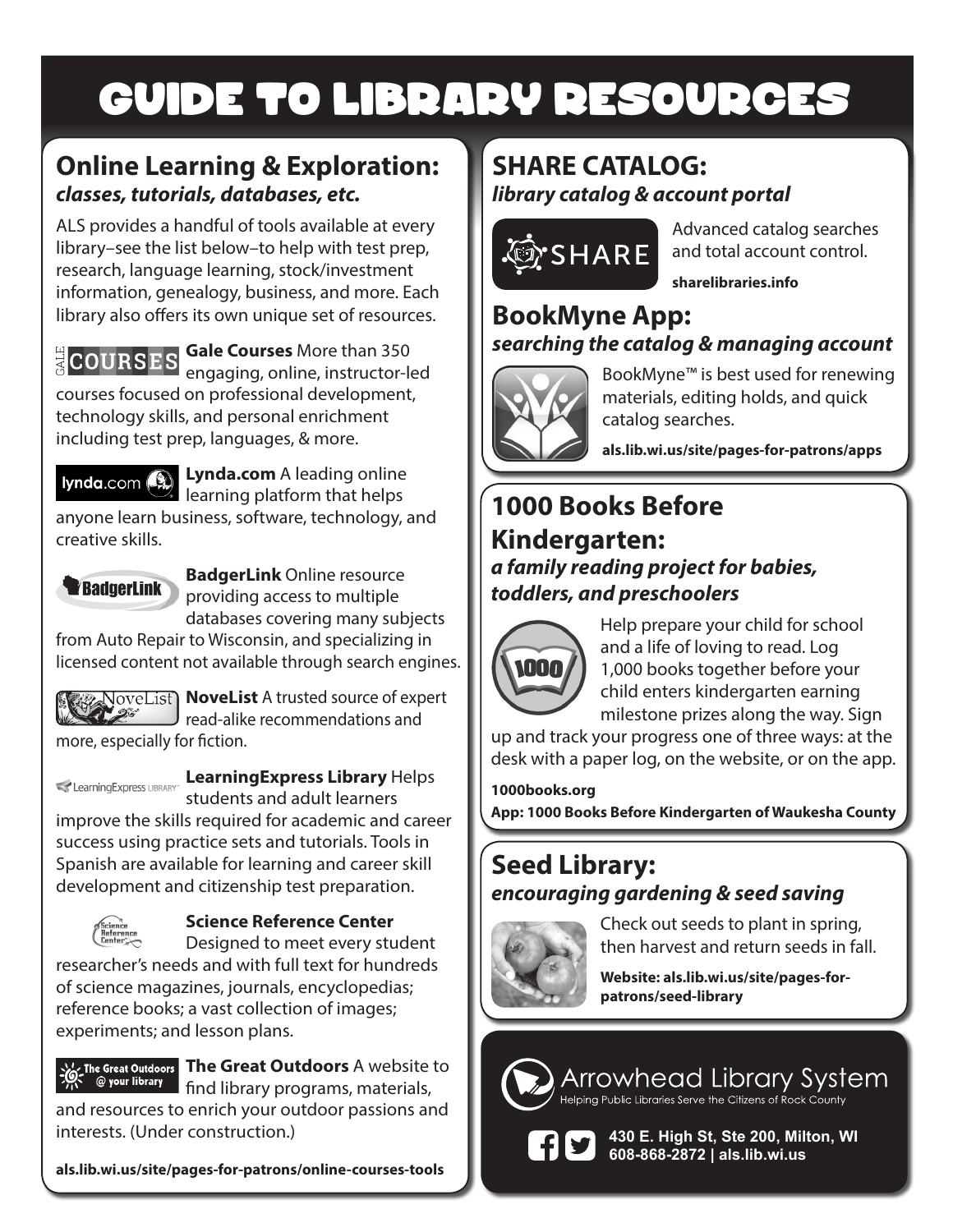# GUIDE TO LIBRARY RESOURCES

## Online Learning & Exploration:

***classes, tutorials, databases, etc.***

ALS provides a handful of tools available at every library–see the list below–to help with test prep, research, language learning, stock/investment information, genealogy, business, and more. Each library also offers its own unique set of resources.

**Gale Courses** More than 350 engaging, online, instructor-led courses focused on professional development, technology skills, and personal enrichment including test prep, languages, & more.

**Lynda.com** A leading online learning platform that helps anyone learn business, software, technology, and creative skills.

**BadgerLink** Online resource providing access to multiple databases covering many subjects from Auto Repair to Wisconsin, and specializing in licensed content not available through search engines.

**NoveList** A trusted source of expert read-alike recommendations and more, especially for fiction.

**LearningExpress Library** Helps students and adult learners improve the skills required for academic and career success using practice sets and tutorials. Tools in Spanish are available for learning and career skill development and citizenship test preparation.

**Science Reference Center** Designed to meet every student researcher's needs and with full text for hundreds of science magazines, journals, encyclopedias; reference books; a vast collection of images; experiments; and lesson plans.

**The Great Outdoors** A website to find library programs, materials, and resources to enrich your outdoor passions and interests. (Under construction.)

**als.lib.wi.us/site/pages-for-patrons/online-courses-tools**

## SHARE CATALOG:

***library catalog & account portal***

Advanced catalog searches and total account control.

**sharelibraries.info**

## BookMyne App:

***searching the catalog & managing account***

BookMyne™ is best used for renewing materials, editing holds, and quick catalog searches.

**als.lib.wi.us/site/pages-for-patrons/apps**

## 1000 Books Before Kindergarten:

***a family reading project for babies, toddlers, and preschoolers***

Help prepare your child for school and a life of loving to read. Log 1,000 books together before your child enters kindergarten earning milestone prizes along the way. Sign up and track your progress one of three ways: at the desk with a paper log, on the website, or on the app.

**1000books.org**

**App: 1000 Books Before Kindergarten of Waukesha County**

## Seed Library:

***encouraging gardening & seed saving***

Check out seeds to plant in spring, then harvest and return seeds in fall.

**Website: als.lib.wi.us/site/pages-for-patrons/seed-library**

Arrowhead Library System

Helping Public Libraries Serve the Citizens of Rock County

**430 E. High St, Ste 200, Milton, WI**
**608-868-2872 | als.lib.wi.us**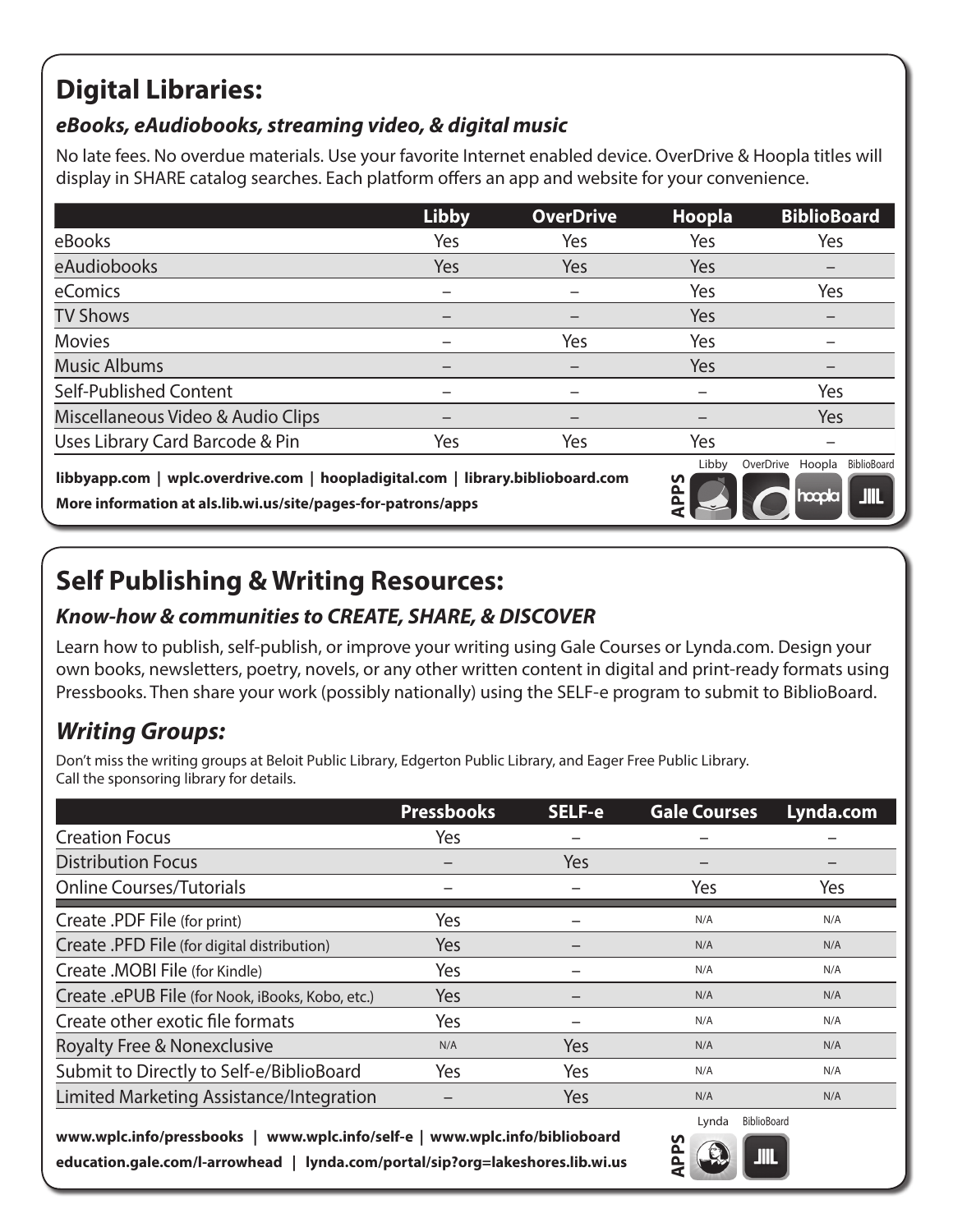## Digital Libraries:

### *eBooks, eAudiobooks, streaming video, & digital music*

No late fees. No overdue materials. Use your favorite Internet enabled device. OverDrive & Hoopla titles will display in SHARE catalog searches. Each platform offers an app and website for your convenience.

| | Libby | OverDrive | Hoopla | BiblioBoard |
|---|---|---|---|---|
| eBooks | Yes | Yes | Yes | Yes |
| eAudiobooks | Yes | Yes | Yes | – |
| eComics | – | – | Yes | Yes |
| TV Shows | – | – | Yes | – |
| Movies | – | Yes | Yes | – |
| Music Albums | – | – | Yes | – |
| Self-Published Content | – | – | – | Yes |
| Miscellaneous Video & Audio Clips | – | – | – | Yes |
| Uses Library Card Barcode & Pin | Yes | Yes | Yes | – |

**libbyapp.com | wplc.overdrive.com | hoopladigital.com | library.biblioboard.com**

**More information at als.lib.wi.us/site/pages-for-patrons/apps**

APPS: Libby, OverDrive, Hoopla, BiblioBoard

## Self Publishing & Writing Resources:

### *Know-how & communities to CREATE, SHARE, & DISCOVER*

Learn how to publish, self-publish, or improve your writing using Gale Courses or Lynda.com. Design your own books, newsletters, poetry, novels, or any other written content in digital and print-ready formats using Pressbooks. Then share your work (possibly nationally) using the SELF-e program to submit to BiblioBoard.

### *Writing Groups:*

Don't miss the writing groups at Beloit Public Library, Edgerton Public Library, and Eager Free Public Library. Call the sponsoring library for details.

| | Pressbooks | SELF-e | Gale Courses | Lynda.com |
|---|---|---|---|---|
| Creation Focus | Yes | – | – | – |
| Distribution Focus | – | Yes | – | – |
| Online Courses/Tutorials | – | – | Yes | Yes |
| Create .PDF File (for print) | Yes | – | N/A | N/A |
| Create .PFD File (for digital distribution) | Yes | – | N/A | N/A |
| Create .MOBI File (for Kindle) | Yes | – | N/A | N/A |
| Create .ePUB File (for Nook, iBooks, Kobo, etc.) | Yes | – | N/A | N/A |
| Create other exotic file formats | Yes | – | N/A | N/A |
| Royalty Free & Nonexclusive | N/A | Yes | N/A | N/A |
| Submit to Directly to Self-e/BiblioBoard | Yes | Yes | N/A | N/A |
| Limited Marketing Assistance/Integration | – | Yes | N/A | N/A |

**www.wplc.info/pressbooks | www.wplc.info/self-e | www.wplc.info/biblioboard**

**education.gale.com/l-arrowhead | lynda.com/portal/sip?org=lakeshores.lib.wi.us**

APPS: Lynda, BiblioBoard